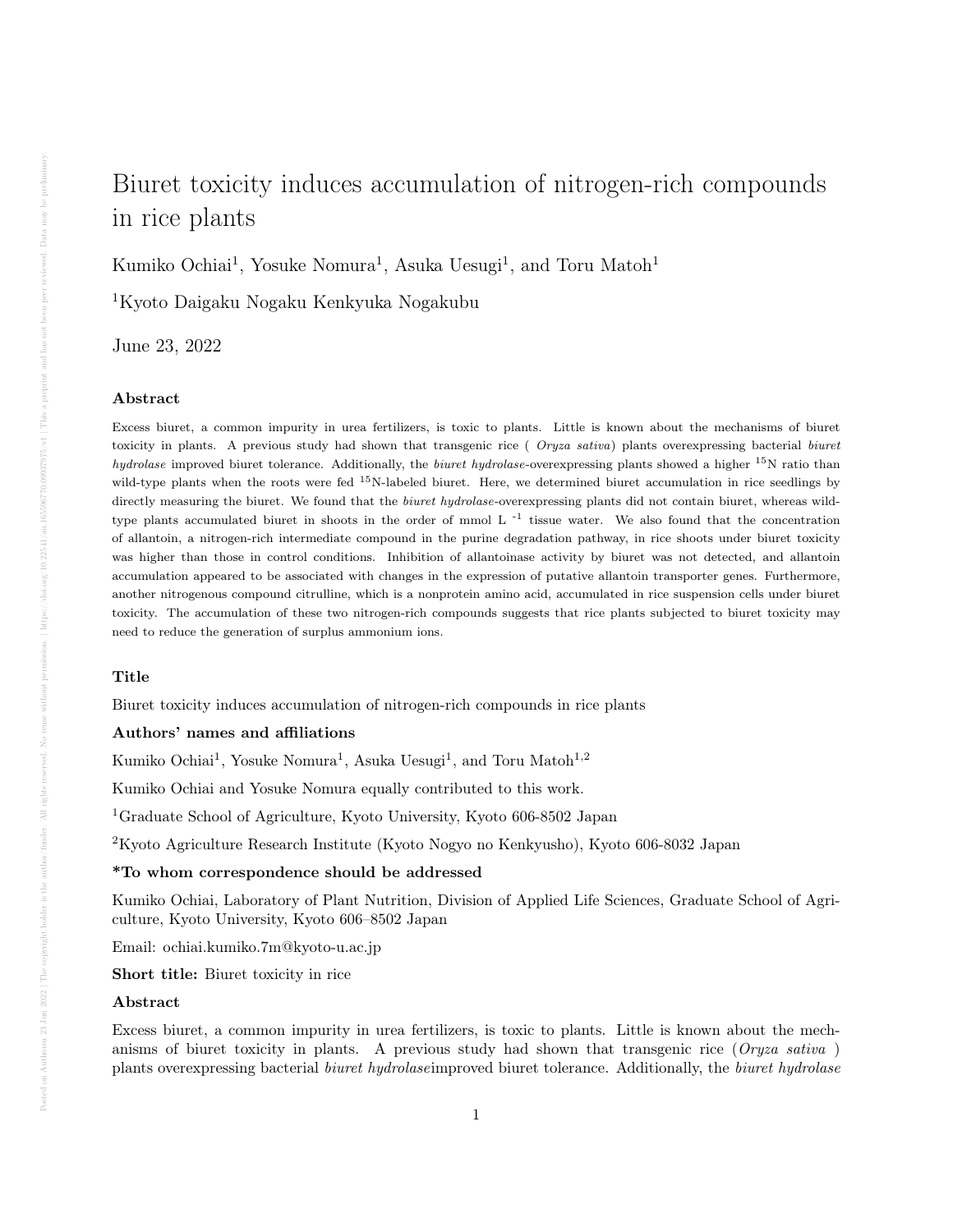# Biuret toxicity induces accumulation of nitrogen-rich compounds in rice plants

Kumiko Ochiai[1], Yosuke Nomura[1], Asuka Uesugi[1], and Toru Matoh[1]

[1]Kyoto Daigaku Nogaku Kenkyuka Nogakubu

June 23, 2022

## Abstract

Excess biuret, a common impurity in urea fertilizers, is toxic to plants. Little is known about the mechanisms of biuret toxicity in plants. A previous study had shown that transgenic rice ( *Oryza sativa*) plants overexpressing bacterial *biuret hydrolase* improved biuret tolerance. Additionally, the *biuret hydrolase*-overexpressing plants showed a higher $^{15}$N ratio than wild-type plants when the roots were fed $^{15}$N-labeled biuret. Here, we determined biuret accumulation in rice seedlings by directly measuring the biuret. We found that the *biuret hydrolase*-overexpressing plants did not contain biuret, whereas wild-type plants accumulated biuret in shoots in the order of mmol L $^{-1}$ tissue water. We also found that the concentration of allantoin, a nitrogen-rich intermediate compound in the purine degradation pathway, in rice shoots under biuret toxicity was higher than those in control conditions. Inhibition of allantoinase activity by biuret was not detected, and allantoin accumulation appeared to be associated with changes in the expression of putative allantoin transporter genes. Furthermore, another nitrogenous compound citrulline, which is a nonprotein amino acid, accumulated in rice suspension cells under biuret toxicity. The accumulation of these two nitrogen-rich compounds suggests that rice plants subjected to biuret toxicity may need to reduce the generation of surplus ammonium ions.

### Title

Biuret toxicity induces accumulation of nitrogen-rich compounds in rice plants

### Authors' names and affiliations

Kumiko Ochiai[1], Yosuke Nomura[1], Asuka Uesugi[1], and Toru Matoh[1,2]

Kumiko Ochiai and Yosuke Nomura equally contributed to this work.

[1]Graduate School of Agriculture, Kyoto University, Kyoto 606-8502 Japan

[2]Kyoto Agriculture Research Institute (Kyoto Nogyo no Kenkyusho), Kyoto 606-8032 Japan

### *To whom correspondence should be addressed

Kumiko Ochiai, Laboratory of Plant Nutrition, Division of Applied Life Sciences, Graduate School of Agriculture, Kyoto University, Kyoto 606–8502 Japan

Email: ochiai.kumiko.7m@kyoto-u.ac.jp

**Short title:** Biuret toxicity in rice

### Abstract

Excess biuret, a common impurity in urea fertilizers, is toxic to plants. Little is known about the mechanisms of biuret toxicity in plants. A previous study had shown that transgenic rice (*Oryza sativa* ) plants overexpressing bacterial *biuret hydrolase*improved biuret tolerance. Additionally, the *biuret hydrolase*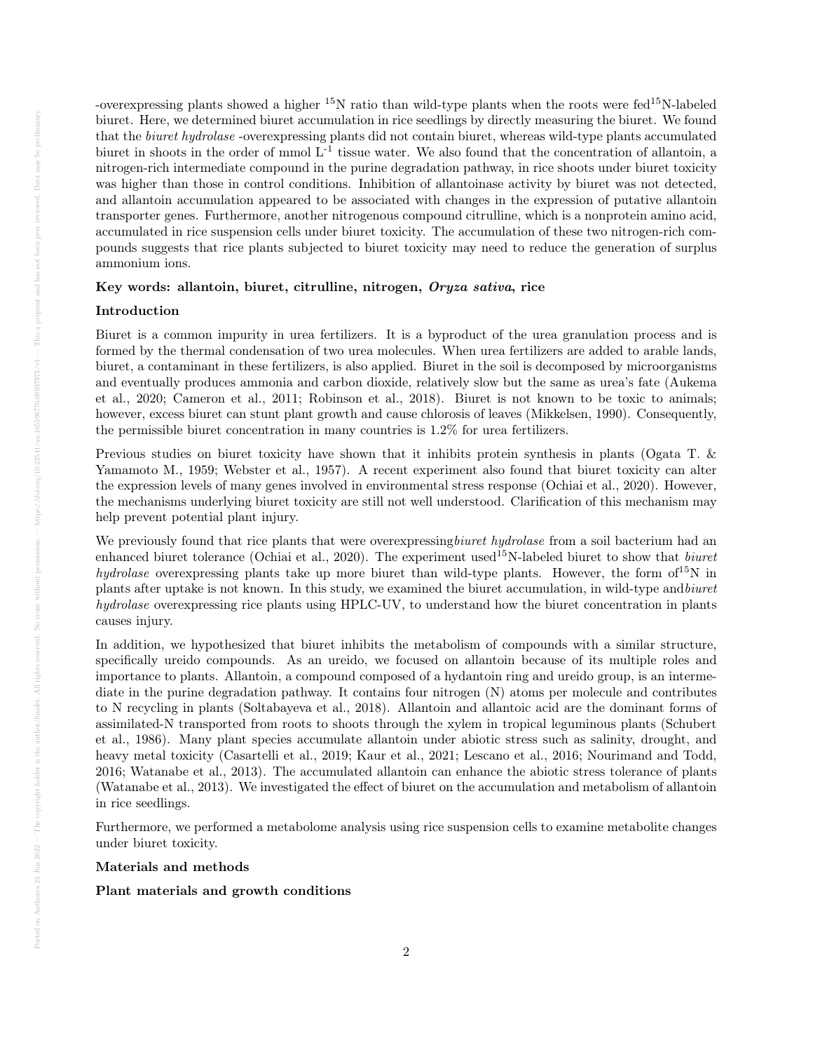-overexpressing plants showed a higher $^{15}N$ ratio than wild-type plants when the roots were fed $^{15}N$-labeled biuret. Here, we determined biuret accumulation in rice seedlings by directly measuring the biuret. We found that the *biuret hydrolase* -overexpressing plants did not contain biuret, whereas wild-type plants accumulated biuret in shoots in the order of mmol $L^{-1}$ tissue water. We also found that the concentration of allantoin, a nitrogen-rich intermediate compound in the purine degradation pathway, in rice shoots under biuret toxicity was higher than those in control conditions. Inhibition of allantoinase activity by biuret was not detected, and allantoin accumulation appeared to be associated with changes in the expression of putative allantoin transporter genes. Furthermore, another nitrogenous compound citrulline, which is a nonprotein amino acid, accumulated in rice suspension cells under biuret toxicity. The accumulation of these two nitrogen-rich compounds suggests that rice plants subjected to biuret toxicity may need to reduce the generation of surplus ammonium ions.

**Key words: allantoin, biuret, citrulline, nitrogen, *Oryza sativa*, rice**

## Introduction

Biuret is a common impurity in urea fertilizers. It is a byproduct of the urea granulation process and is formed by the thermal condensation of two urea molecules. When urea fertilizers are added to arable lands, biuret, a contaminant in these fertilizers, is also applied. Biuret in the soil is decomposed by microorganisms and eventually produces ammonia and carbon dioxide, relatively slow but the same as urea's fate (Aukema et al., 2020; Cameron et al., 2011; Robinson et al., 2018). Biuret is not known to be toxic to animals; however, excess biuret can stunt plant growth and cause chlorosis of leaves (Mikkelsen, 1990). Consequently, the permissible biuret concentration in many countries is 1.2% for urea fertilizers.

Previous studies on biuret toxicity have shown that it inhibits protein synthesis in plants (Ogata T. & Yamamoto M., 1959; Webster et al., 1957). A recent experiment also found that biuret toxicity can alter the expression levels of many genes involved in environmental stress response (Ochiai et al., 2020). However, the mechanisms underlying biuret toxicity are still not well understood. Clarification of this mechanism may help prevent potential plant injury.

We previously found that rice plants that were overexpressing *biuret hydrolase* from a soil bacterium had an enhanced biuret tolerance (Ochiai et al., 2020). The experiment used $^{15}N$-labeled biuret to show that *biuret hydrolase* overexpressing plants take up more biuret than wild-type plants. However, the form of $^{15}N$ in plants after uptake is not known. In this study, we examined the biuret accumulation, in wild-type and *biuret hydrolase* overexpressing rice plants using HPLC-UV, to understand how the biuret concentration in plants causes injury.

In addition, we hypothesized that biuret inhibits the metabolism of compounds with a similar structure, specifically ureido compounds. As an ureido, we focused on allantoin because of its multiple roles and importance to plants. Allantoin, a compound composed of a hydantoin ring and ureido group, is an intermediate in the purine degradation pathway. It contains four nitrogen (N) atoms per molecule and contributes to N recycling in plants (Soltabayeva et al., 2018). Allantoin and allantoic acid are the dominant forms of assimilated-N transported from roots to shoots through the xylem in tropical leguminous plants (Schubert et al., 1986). Many plant species accumulate allantoin under abiotic stress such as salinity, drought, and heavy metal toxicity (Casartelli et al., 2019; Kaur et al., 2021; Lescano et al., 2016; Nourimand and Todd, 2016; Watanabe et al., 2013). The accumulated allantoin can enhance the abiotic stress tolerance of plants (Watanabe et al., 2013). We investigated the effect of biuret on the accumulation and metabolism of allantoin in rice seedlings.

Furthermore, we performed a metabolome analysis using rice suspension cells to examine metabolite changes under biuret toxicity.

## Materials and methods

### Plant materials and growth conditions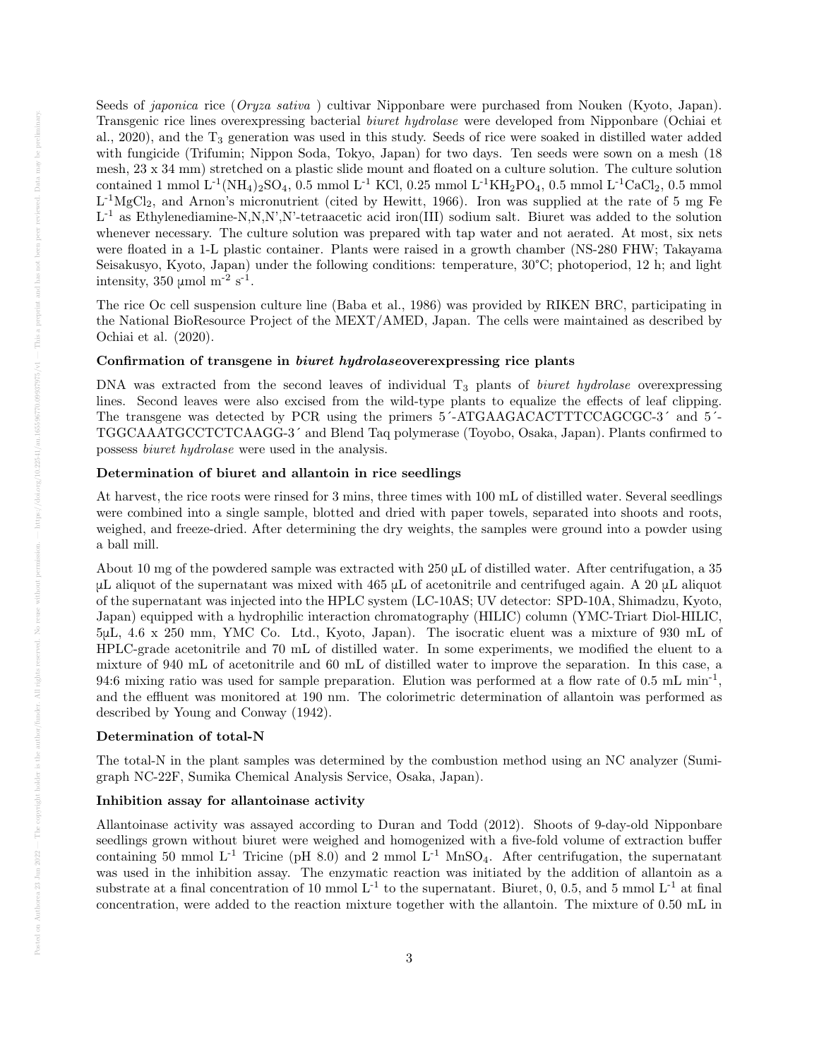Seeds of *japonica* rice (*Oryza sativa* ) cultivar Nipponbare were purchased from Nouken (Kyoto, Japan). Transgenic rice lines overexpressing bacterial *biuret hydrolase* were developed from Nipponbare (Ochiai et al., 2020), and the $T_3$ generation was used in this study. Seeds of rice were soaked in distilled water added with fungicide (Trifumin; Nippon Soda, Tokyo, Japan) for two days. Ten seeds were sown on a mesh (18 mesh, 23 x 34 mm) stretched on a plastic slide mount and floated on a culture solution. The culture solution contained 1 mmol $L^{-1}$ $(NH_4)_2SO_4$, 0.5 mmol $L^{-1}$ KCl, 0.25 mmol $L^{-1}$ $KH_2PO_4$, 0.5 mmol $L^{-1}$ $CaCl_2$, 0.5 mmol $L^{-1}$ $MgCl_2$, and Arnon's micronutrient (cited by Hewitt, 1966). Iron was supplied at the rate of 5 mg Fe $L^{-1}$ as Ethylenediamine-N,N,N',N'-tetraacetic acid iron(III) sodium salt. Biuret was added to the solution whenever necessary. The culture solution was prepared with tap water and not aerated. At most, six nets were floated in a 1-L plastic container. Plants were raised in a growth chamber (NS-280 FHW; Takayama Seisakusyo, Kyoto, Japan) under the following conditions: temperature, 30°C; photoperiod, 12 h; and light intensity, 350 µmol $m^{-2}$ $s^{-1}$.

The rice Oc cell suspension culture line (Baba et al., 1986) was provided by RIKEN BRC, participating in the National BioResource Project of the MEXT/AMED, Japan. The cells were maintained as described by Ochiai et al. (2020).

### Confirmation of transgene in *biuret hydrolase* overexpressing rice plants

DNA was extracted from the second leaves of individual $T_3$ plants of *biuret hydrolase* overexpressing lines. Second leaves were also excised from the wild-type plants to equalize the effects of leaf clipping. The transgene was detected by PCR using the primers 5´-ATGAAGACACTTTCCAGCGC-3´ and 5´-TGGCAAATGCCTCTCAAGG-3´ and Blend Taq polymerase (Toyobo, Osaka, Japan). Plants confirmed to possess *biuret hydrolase* were used in the analysis.

### Determination of biuret and allantoin in rice seedlings

At harvest, the rice roots were rinsed for 3 mins, three times with 100 mL of distilled water. Several seedlings were combined into a single sample, blotted and dried with paper towels, separated into shoots and roots, weighed, and freeze-dried. After determining the dry weights, the samples were ground into a powder using a ball mill.

About 10 mg of the powdered sample was extracted with 250 µL of distilled water. After centrifugation, a 35 µL aliquot of the supernatant was mixed with 465 µL of acetonitrile and centrifuged again. A 20 µL aliquot of the supernatant was injected into the HPLC system (LC-10AS; UV detector: SPD-10A, Shimadzu, Kyoto, Japan) equipped with a hydrophilic interaction chromatography (HILIC) column (YMC-Triart Diol-HILIC, 5µL, 4.6 x 250 mm, YMC Co. Ltd., Kyoto, Japan). The isocratic eluent was a mixture of 930 mL of HPLC-grade acetonitrile and 70 mL of distilled water. In some experiments, we modified the eluent to a mixture of 940 mL of acetonitrile and 60 mL of distilled water to improve the separation. In this case, a 94:6 mixing ratio was used for sample preparation. Elution was performed at a flow rate of 0.5 mL $min^{-1}$, and the effluent was monitored at 190 nm. The colorimetric determination of allantoin was performed as described by Young and Conway (1942).

### Determination of total-N

The total-N in the plant samples was determined by the combustion method using an NC analyzer (Sumigraph NC-22F, Sumika Chemical Analysis Service, Osaka, Japan).

### Inhibition assay for allantoinase activity

Allantoinase activity was assayed according to Duran and Todd (2012). Shoots of 9-day-old Nipponbare seedlings grown without biuret were weighed and homogenized with a five-fold volume of extraction buffer containing 50 mmol $L^{-1}$ Tricine (pH 8.0) and 2 mmol $L^{-1}$ $MnSO_4$. After centrifugation, the supernatant was used in the inhibition assay. The enzymatic reaction was initiated by the addition of allantoin as a substrate at a final concentration of 10 mmol $L^{-1}$ to the supernatant. Biuret, 0, 0.5, and 5 mmol $L^{-1}$ at final concentration, were added to the reaction mixture together with the allantoin. The mixture of 0.50 mL in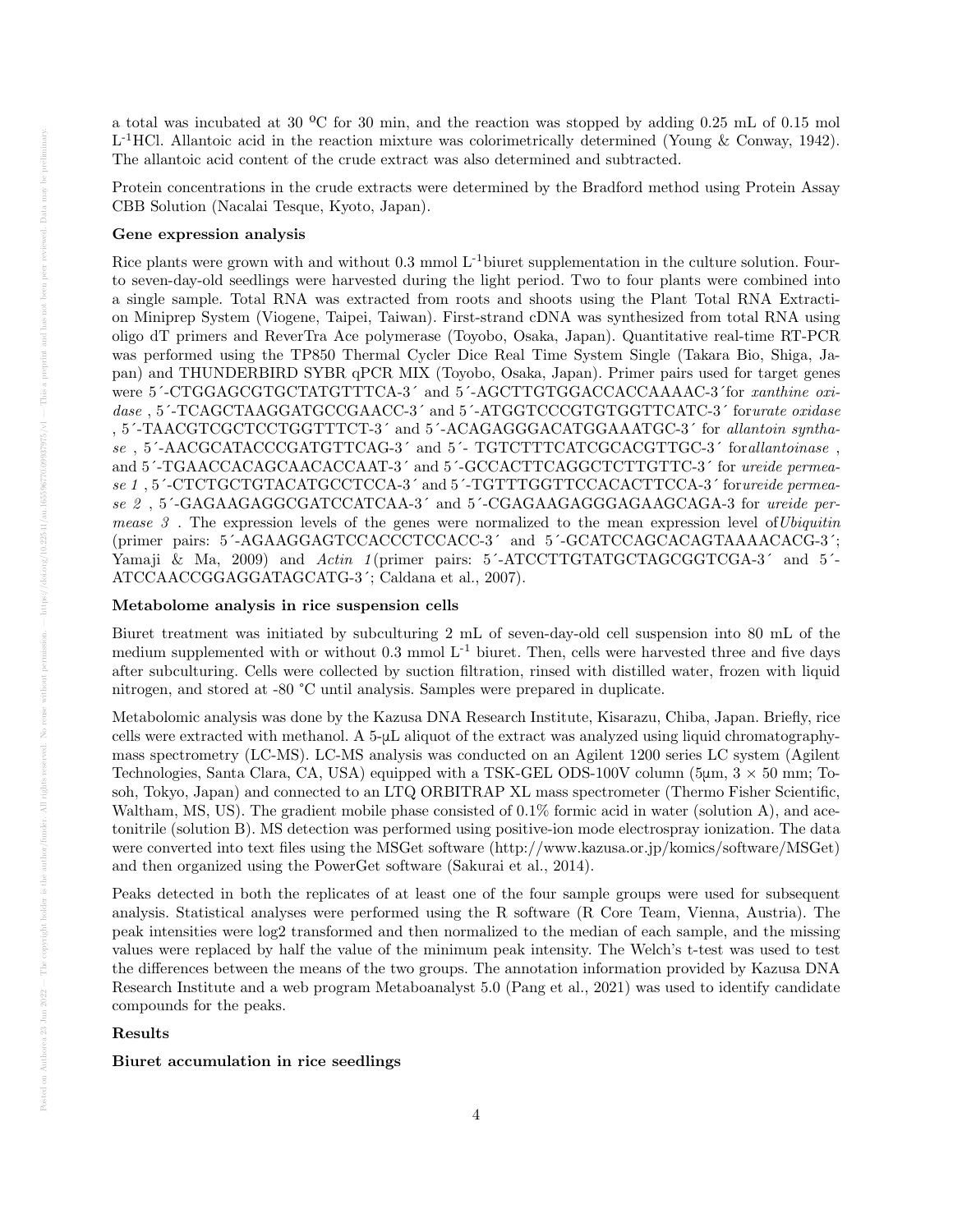a total was incubated at 30 ºC for 30 min, and the reaction was stopped by adding 0.25 mL of 0.15 mol $L^{-1}$HCl. Allantoic acid in the reaction mixture was colorimetrically determined (Young & Conway, 1942). The allantoic acid content of the crude extract was also determined and subtracted.

Protein concentrations in the crude extracts were determined by the Bradford method using Protein Assay CBB Solution (Nacalai Tesque, Kyoto, Japan).

**Gene expression analysis**

Rice plants were grown with and without 0.3 mmol $L^{-1}$biuret supplementation in the culture solution. Four- to seven-day-old seedlings were harvested during the light period. Two to four plants were combined into a single sample. Total RNA was extracted from roots and shoots using the Plant Total RNA Extraction Miniprep System (Viogene, Taipei, Taiwan). First-strand cDNA was synthesized from total RNA using oligo dT primers and ReverTra Ace polymerase (Toyobo, Osaka, Japan). Quantitative real-time RT-PCR was performed using the TP850 Thermal Cycler Dice Real Time System Single (Takara Bio, Shiga, Japan) and THUNDERBIRD SYBR qPCR MIX (Toyobo, Osaka, Japan). Primer pairs used for target genes were 5´-CTGGAGCGTGCTATGTTTCA-3´ and 5´-AGCTTGTGGACCACCAAAAC-3´for *xanthine oxidase* , 5´-TCAGCTAAGGATGCCGAACC-3´ and 5´-ATGGTCCCGTGTGGTTCATC-3´ for*urate oxidase* , 5´-TAACGTCGCTCCTGGTTTCT-3´ and 5´-ACAGAGGGACATGGAAATGC-3´ for *allantoin synthase* , 5´-AACGCATACCCGATGTTCAG-3´ and 5´- TGTCTTTCATCGCACGTTGC-3´ for*allantoinase* , and 5´-TGAACCACAGCAACACCAAT-3´ and 5´-GCCACTTCAGGCTCTTGTTC-3´ for *ureide permease 1* , 5´-CTCTGCTGTACATGCCTCCA-3´ and 5´-TGTTTGGTTCCACACTTCCA-3´ for*ureide permease 2* , 5´-GAGAAGAGGCGATCCATCAA-3´ and 5´-CGAGAAGAGGGAGAAGCAGA-3 for *ureide permease 3* . The expression levels of the genes were normalized to the mean expression level of*Ubiquitin* (primer pairs: 5´-AGAAGGAGTCCACCCTCCACC-3´ and 5´-GCATCCAGCACAGTAAAACACG-3´; Yamaji & Ma, 2009) and *Actin 1*(primer pairs: 5´-ATCCTTGTATGCTAGCGGTCGA-3´ and 5´-ATCCAACCGGAGGATAGCATG-3´; Caldana et al., 2007).

**Metabolome analysis in rice suspension cells**

Biuret treatment was initiated by subculturing 2 mL of seven-day-old cell suspension into 80 mL of the medium supplemented with or without 0.3 mmol $L^{-1}$ biuret. Then, cells were harvested three and five days after subculturing. Cells were collected by suction filtration, rinsed with distilled water, frozen with liquid nitrogen, and stored at -80 °C until analysis. Samples were prepared in duplicate.

Metabolomic analysis was done by the Kazusa DNA Research Institute, Kisarazu, Chiba, Japan. Briefly, rice cells were extracted with methanol. A 5-µL aliquot of the extract was analyzed using liquid chromatography-mass spectrometry (LC-MS). LC-MS analysis was conducted on an Agilent 1200 series LC system (Agilent Technologies, Santa Clara, CA, USA) equipped with a TSK-GEL ODS-100V column (5µm, 3 × 50 mm; Tosoh, Tokyo, Japan) and connected to an LTQ ORBITRAP XL mass spectrometer (Thermo Fisher Scientific, Waltham, MS, US). The gradient mobile phase consisted of 0.1% formic acid in water (solution A), and acetonitrile (solution B). MS detection was performed using positive-ion mode electrospray ionization. The data were converted into text files using the MSGet software (http://www.kazusa.or.jp/komics/software/MSGet) and then organized using the PowerGet software (Sakurai et al., 2014).

Peaks detected in both the replicates of at least one of the four sample groups were used for subsequent analysis. Statistical analyses were performed using the R software (R Core Team, Vienna, Austria). The peak intensities were log2 transformed and then normalized to the median of each sample, and the missing values were replaced by half the value of the minimum peak intensity. The Welch's t-test was used to test the differences between the means of the two groups. The annotation information provided by Kazusa DNA Research Institute and a web program Metaboanalyst 5.0 (Pang et al., 2021) was used to identify candidate compounds for the peaks.

## Results

**Biuret accumulation in rice seedlings**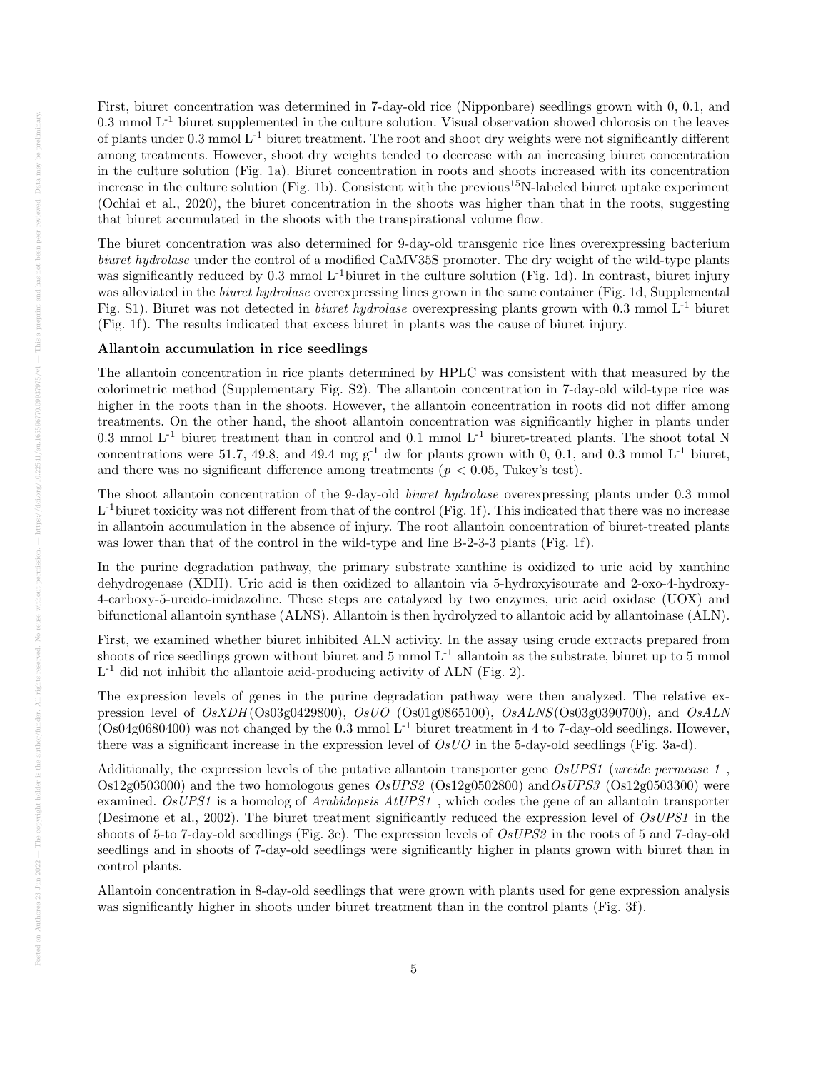First, biuret concentration was determined in 7-day-old rice (Nipponbare) seedlings grown with 0, 0.1, and 0.3 mmol $L^{-1}$ biuret supplemented in the culture solution. Visual observation showed chlorosis on the leaves of plants under 0.3 mmol $L^{-1}$ biuret treatment. The root and shoot dry weights were not significantly different among treatments. However, shoot dry weights tended to decrease with an increasing biuret concentration in the culture solution (Fig. 1a). Biuret concentration in roots and shoots increased with its concentration increase in the culture solution (Fig. 1b). Consistent with the previous $^{15}$N-labeled biuret uptake experiment (Ochiai et al., 2020), the biuret concentration in the shoots was higher than that in the roots, suggesting that biuret accumulated in the shoots with the transpirational volume flow.

The biuret concentration was also determined for 9-day-old transgenic rice lines overexpressing bacterium *biuret hydrolase* under the control of a modified CaMV35S promoter. The dry weight of the wild-type plants was significantly reduced by 0.3 mmol $L^{-1}$biuret in the culture solution (Fig. 1d). In contrast, biuret injury was alleviated in the *biuret hydrolase* overexpressing lines grown in the same container (Fig. 1d, Supplemental Fig. S1). Biuret was not detected in *biuret hydrolase* overexpressing plants grown with 0.3 mmol $L^{-1}$ biuret (Fig. 1f). The results indicated that excess biuret in plants was the cause of biuret injury.

**Allantoin accumulation in rice seedlings**

The allantoin concentration in rice plants determined by HPLC was consistent with that measured by the colorimetric method (Supplementary Fig. S2). The allantoin concentration in 7-day-old wild-type rice was higher in the roots than in the shoots. However, the allantoin concentration in roots did not differ among treatments. On the other hand, the shoot allantoin concentration was significantly higher in plants under 0.3 mmol $L^{-1}$ biuret treatment than in control and 0.1 mmol $L^{-1}$ biuret-treated plants. The shoot total N concentrations were 51.7, 49.8, and 49.4 mg $g^{-1}$ dw for plants grown with 0, 0.1, and 0.3 mmol $L^{-1}$ biuret, and there was no significant difference among treatments ($p < 0.05$, Tukey's test).

The shoot allantoin concentration of the 9-day-old *biuret hydrolase* overexpressing plants under 0.3 mmol $L^{-1}$biuret toxicity was not different from that of the control (Fig. 1f). This indicated that there was no increase in allantoin accumulation in the absence of injury. The root allantoin concentration of biuret-treated plants was lower than that of the control in the wild-type and line B-2-3-3 plants (Fig. 1f).

In the purine degradation pathway, the primary substrate xanthine is oxidized to uric acid by xanthine dehydrogenase (XDH). Uric acid is then oxidized to allantoin via 5-hydroxyisourate and 2-oxo-4-hydroxy-4-carboxy-5-ureido-imidazoline. These steps are catalyzed by two enzymes, uric acid oxidase (UOX) and bifunctional allantoin synthase (ALNS). Allantoin is then hydrolyzed to allantoic acid by allantoinase (ALN).

First, we examined whether biuret inhibited ALN activity. In the assay using crude extracts prepared from shoots of rice seedlings grown without biuret and 5 mmol $L^{-1}$ allantoin as the substrate, biuret up to 5 mmol $L^{-1}$ did not inhibit the allantoic acid-producing activity of ALN (Fig. 2).

The expression levels of genes in the purine degradation pathway were then analyzed. The relative expression level of *OsXDH*(Os03g0429800), *OsUO* (Os01g0865100), *OsALNS*(Os03g0390700), and *OsALN* (Os04g0680400) was not changed by the 0.3 mmol $L^{-1}$ biuret treatment in 4 to 7-day-old seedlings. However, there was a significant increase in the expression level of *OsUO* in the 5-day-old seedlings (Fig. 3a-d).

Additionally, the expression levels of the putative allantoin transporter gene *OsUPS1* (*ureide permease 1* , Os12g0503000) and the two homologous genes *OsUPS2* (Os12g0502800) and *OsUPS3* (Os12g0503300) were examined. *OsUPS1* is a homolog of *Arabidopsis AtUPS1* , which codes the gene of an allantoin transporter (Desimone et al., 2002). The biuret treatment significantly reduced the expression level of *OsUPS1* in the shoots of 5-to 7-day-old seedlings (Fig. 3e). The expression levels of *OsUPS2* in the roots of 5 and 7-day-old seedlings and in shoots of 7-day-old seedlings were significantly higher in plants grown with biuret than in control plants.

Allantoin concentration in 8-day-old seedlings that were grown with plants used for gene expression analysis was significantly higher in shoots under biuret treatment than in the control plants (Fig. 3f).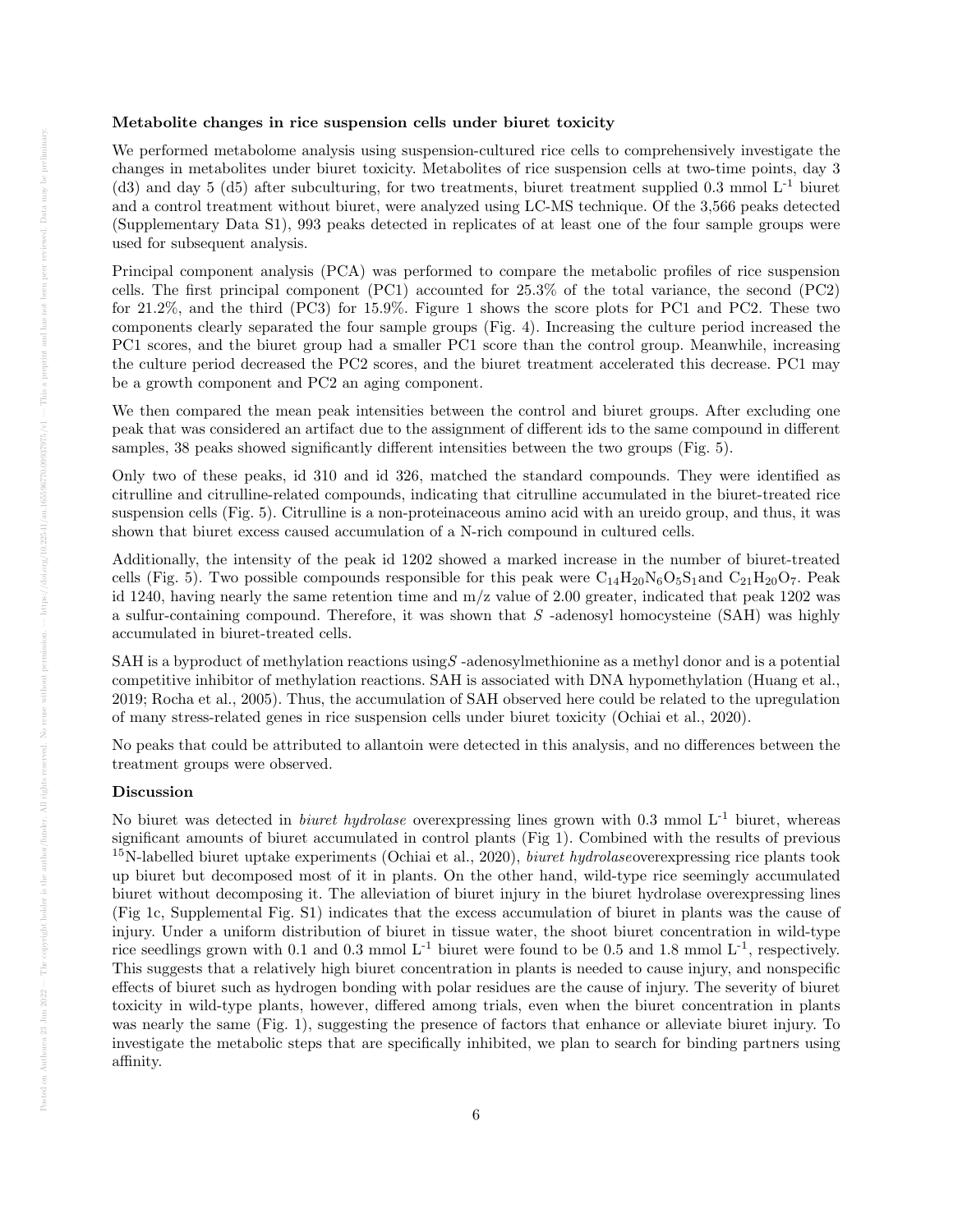**Metabolite changes in rice suspension cells under biuret toxicity**

We performed metabolome analysis using suspension-cultured rice cells to comprehensively investigate the changes in metabolites under biuret toxicity. Metabolites of rice suspension cells at two-time points, day 3 (d3) and day 5 (d5) after subculturing, for two treatments, biuret treatment supplied 0.3 mmol $L^{-1}$ biuret and a control treatment without biuret, were analyzed using LC-MS technique. Of the 3,566 peaks detected (Supplementary Data S1), 993 peaks detected in replicates of at least one of the four sample groups were used for subsequent analysis.

Principal component analysis (PCA) was performed to compare the metabolic profiles of rice suspension cells. The first principal component (PC1) accounted for 25.3% of the total variance, the second (PC2) for 21.2%, and the third (PC3) for 15.9%. Figure 1 shows the score plots for PC1 and PC2. These two components clearly separated the four sample groups (Fig. 4). Increasing the culture period increased the PC1 scores, and the biuret group had a smaller PC1 score than the control group. Meanwhile, increasing the culture period decreased the PC2 scores, and the biuret treatment accelerated this decrease. PC1 may be a growth component and PC2 an aging component.

We then compared the mean peak intensities between the control and biuret groups. After excluding one peak that was considered an artifact due to the assignment of different ids to the same compound in different samples, 38 peaks showed significantly different intensities between the two groups (Fig. 5).

Only two of these peaks, id 310 and id 326, matched the standard compounds. They were identified as citrulline and citrulline-related compounds, indicating that citrulline accumulated in the biuret-treated rice suspension cells (Fig. 5). Citrulline is a non-proteinaceous amino acid with an ureido group, and thus, it was shown that biuret excess caused accumulation of a N-rich compound in cultured cells.

Additionally, the intensity of the peak id 1202 showed a marked increase in the number of biuret-treated cells (Fig. 5). Two possible compounds responsible for this peak were $C_{14}H_{20}N_6O_5S_1$and $C_{21}H_{20}O_7$. Peak id 1240, having nearly the same retention time and m/z value of 2.00 greater, indicated that peak 1202 was a sulfur-containing compound. Therefore, it was shown that *S* -adenosyl homocysteine (SAH) was highly accumulated in biuret-treated cells.

SAH is a byproduct of methylation reactions using*S* -adenosylmethionine as a methyl donor and is a potential competitive inhibitor of methylation reactions. SAH is associated with DNA hypomethylation (Huang et al., 2019; Rocha et al., 2005). Thus, the accumulation of SAH observed here could be related to the upregulation of many stress-related genes in rice suspension cells under biuret toxicity (Ochiai et al., 2020).

No peaks that could be attributed to allantoin were detected in this analysis, and no differences between the treatment groups were observed.

**Discussion**

No biuret was detected in *biuret hydrolase* overexpressing lines grown with 0.3 mmol $L^{-1}$ biuret, whereas significant amounts of biuret accumulated in control plants (Fig 1). Combined with the results of previous $^{15}$N-labelled biuret uptake experiments (Ochiai et al., 2020), *biuret hydrolase*overexpressing rice plants took up biuret but decomposed most of it in plants. On the other hand, wild-type rice seemingly accumulated biuret without decomposing it. The alleviation of biuret injury in the biuret hydrolase overexpressing lines (Fig 1c, Supplemental Fig. S1) indicates that the excess accumulation of biuret in plants was the cause of injury. Under a uniform distribution of biuret in tissue water, the shoot biuret concentration in wild-type rice seedlings grown with 0.1 and 0.3 mmol $L^{-1}$ biuret were found to be 0.5 and 1.8 mmol $L^{-1}$, respectively. This suggests that a relatively high biuret concentration in plants is needed to cause injury, and nonspecific effects of biuret such as hydrogen bonding with polar residues are the cause of injury. The severity of biuret toxicity in wild-type plants, however, differed among trials, even when the biuret concentration in plants was nearly the same (Fig. 1), suggesting the presence of factors that enhance or alleviate biuret injury. To investigate the metabolic steps that are specifically inhibited, we plan to search for binding partners using affinity.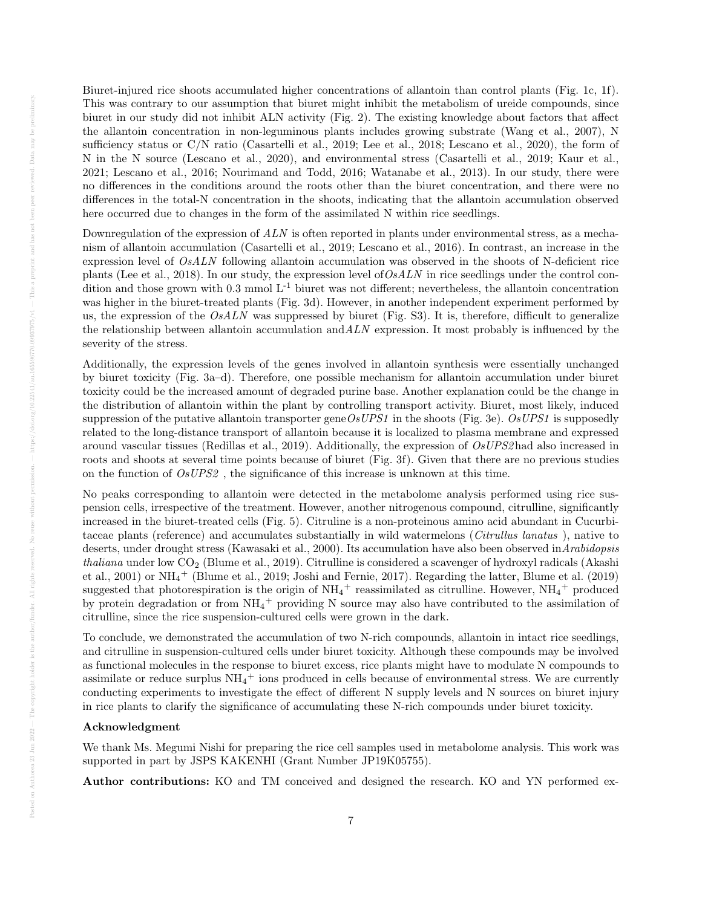Biuret-injured rice shoots accumulated higher concentrations of allantoin than control plants (Fig. 1c, 1f). This was contrary to our assumption that biuret might inhibit the metabolism of ureide compounds, since biuret in our study did not inhibit ALN activity (Fig. 2). The existing knowledge about factors that affect the allantoin concentration in non-leguminous plants includes growing substrate (Wang et al., 2007), N sufficiency status or C/N ratio (Casartelli et al., 2019; Lee et al., 2018; Lescano et al., 2020), the form of N in the N source (Lescano et al., 2020), and environmental stress (Casartelli et al., 2019; Kaur et al., 2021; Lescano et al., 2016; Nourimand and Todd, 2016; Watanabe et al., 2013). In our study, there were no differences in the conditions around the roots other than the biuret concentration, and there were no differences in the total-N concentration in the shoots, indicating that the allantoin accumulation observed here occurred due to changes in the form of the assimilated N within rice seedlings.

Downregulation of the expression of *ALN* is often reported in plants under environmental stress, as a mechanism of allantoin accumulation (Casartelli et al., 2019; Lescano et al., 2016). In contrast, an increase in the expression level of *OsALN* following allantoin accumulation was observed in the shoots of N-deficient rice plants (Lee et al., 2018). In our study, the expression level of*OsALN* in rice seedlings under the control condition and those grown with 0.3 mmol $L^{-1}$ biuret was not different; nevertheless, the allantoin concentration was higher in the biuret-treated plants (Fig. 3d). However, in another independent experiment performed by us, the expression of the *OsALN* was suppressed by biuret (Fig. S3). It is, therefore, difficult to generalize the relationship between allantoin accumulation and*ALN* expression. It most probably is influenced by the severity of the stress.

Additionally, the expression levels of the genes involved in allantoin synthesis were essentially unchanged by biuret toxicity (Fig. 3a–d). Therefore, one possible mechanism for allantoin accumulation under biuret toxicity could be the increased amount of degraded purine base. Another explanation could be the change in the distribution of allantoin within the plant by controlling transport activity. Biuret, most likely, induced suppression of the putative allantoin transporter gene*OsUPS1* in the shoots (Fig. 3e). *OsUPS1* is supposedly related to the long-distance transport of allantoin because it is localized to plasma membrane and expressed around vascular tissues (Redillas et al., 2019). Additionally, the expression of *OsUPS2*had also increased in roots and shoots at several time points because of biuret (Fig. 3f). Given that there are no previous studies on the function of *OsUPS2* , the significance of this increase is unknown at this time.

No peaks corresponding to allantoin were detected in the metabolome analysis performed using rice suspension cells, irrespective of the treatment. However, another nitrogenous compound, citrulline, significantly increased in the biuret-treated cells (Fig. 5). Citruline is a non-proteinous amino acid abundant in Cucurbitaceae plants (reference) and accumulates substantially in wild watermelons (*Citrullus lanatus* ), native to deserts, under drought stress (Kawasaki et al., 2000). Its accumulation have also been observed in*Arabidopsis thaliana* under low $CO_2$ (Blume et al., 2019). Citrulline is considered a scavenger of hydroxyl radicals (Akashi et al., 2001) or $NH_4^+$ (Blume et al., 2019; Joshi and Fernie, 2017). Regarding the latter, Blume et al. (2019) suggested that photorespiration is the origin of $NH_4^+$ reassimilated as citrulline. However, $NH_4^+$ produced by protein degradation or from $NH_4^+$ providing N source may also have contributed to the assimilation of citrulline, since the rice suspension-cultured cells were grown in the dark.

To conclude, we demonstrated the accumulation of two N-rich compounds, allantoin in intact rice seedlings, and citrulline in suspension-cultured cells under biuret toxicity. Although these compounds may be involved as functional molecules in the response to biuret excess, rice plants might have to modulate N compounds to assimilate or reduce surplus $NH_4^+$ ions produced in cells because of environmental stress. We are currently conducting experiments to investigate the effect of different N supply levels and N sources on biuret injury in rice plants to clarify the significance of accumulating these N-rich compounds under biuret toxicity.

**Acknowledgment**

We thank Ms. Megumi Nishi for preparing the rice cell samples used in metabolome analysis. This work was supported in part by JSPS KAKENHI (Grant Number JP19K05755).

**Author contributions:** KO and TM conceived and designed the research. KO and YN performed ex-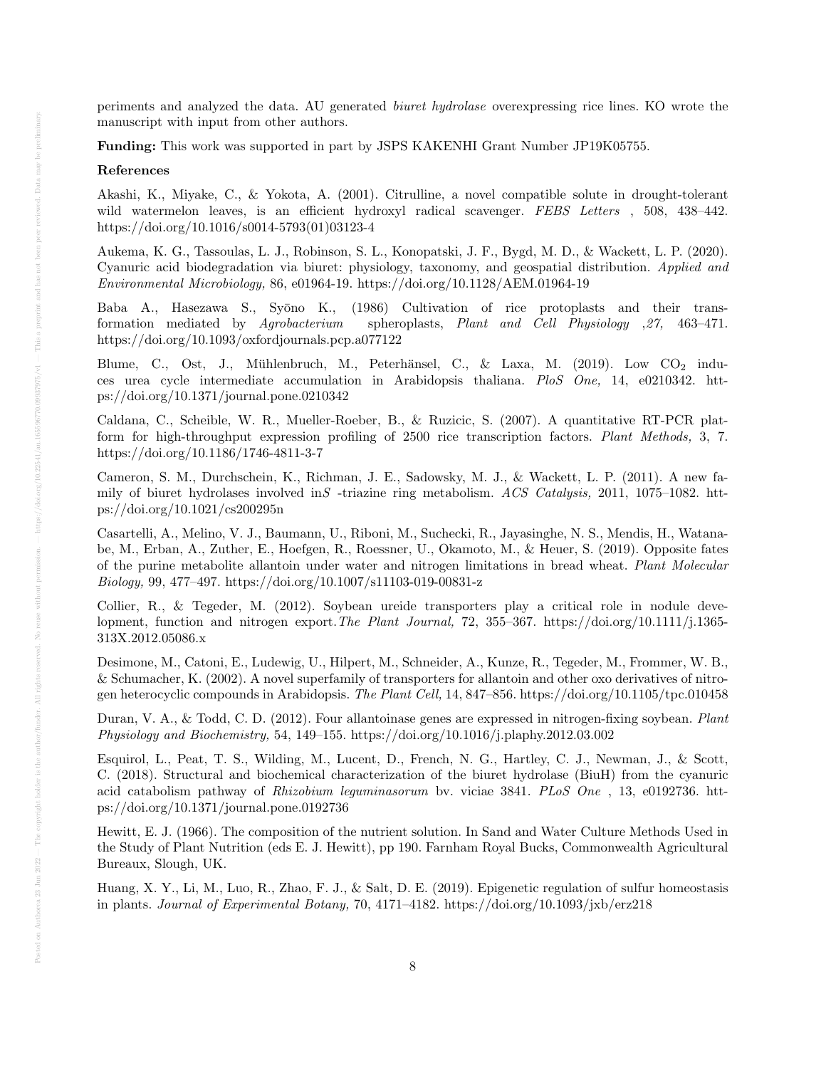periments and analyzed the data. AU generated *biuret hydrolase* overexpressing rice lines. KO wrote the manuscript with input from other authors.

**Funding:** This work was supported in part by JSPS KAKENHI Grant Number JP19K05755.

**References**

Akashi, K., Miyake, C., & Yokota, A. (2001). Citrulline, a novel compatible solute in drought-tolerant wild watermelon leaves, is an efficient hydroxyl radical scavenger. *FEBS Letters* , 508, 438–442. https://doi.org/10.1016/s0014-5793(01)03123-4

Aukema, K. G., Tassoulas, L. J., Robinson, S. L., Konopatski, J. F., Bygd, M. D., & Wackett, L. P. (2020). Cyanuric acid biodegradation via biuret: physiology, taxonomy, and geospatial distribution. *Applied and Environmental Microbiology,* 86, e01964-19. https://doi.org/10.1128/AEM.01964-19

Baba A., Hasezawa S., Syōno K., (1986) Cultivation of rice protoplasts and their transformation mediated by *Agrobacterium* spheroplasts, *Plant and Cell Physiology* ,*27,* 463–471. https://doi.org/10.1093/oxfordjournals.pcp.a077122

Blume, C., Ost, J., Mühlenbruch, M., Peterhänsel, C., & Laxa, M. (2019). Low $CO_2$ induces urea cycle intermediate accumulation in Arabidopsis thaliana. *PloS One,* 14, e0210342. https://doi.org/10.1371/journal.pone.0210342

Caldana, C., Scheible, W. R., Mueller-Roeber, B., & Ruzicic, S. (2007). A quantitative RT-PCR platform for high-throughput expression profiling of 2500 rice transcription factors. *Plant Methods,* 3, 7. https://doi.org/10.1186/1746-4811-3-7

Cameron, S. M., Durchschein, K., Richman, J. E., Sadowsky, M. J., & Wackett, L. P. (2011). A new family of biuret hydrolases involved in*S* -triazine ring metabolism. *ACS Catalysis,* 2011, 1075–1082. https://doi.org/10.1021/cs200295n

Casartelli, A., Melino, V. J., Baumann, U., Riboni, M., Suchecki, R., Jayasinghe, N. S., Mendis, H., Watanabe, M., Erban, A., Zuther, E., Hoefgen, R., Roessner, U., Okamoto, M., & Heuer, S. (2019). Opposite fates of the purine metabolite allantoin under water and nitrogen limitations in bread wheat. *Plant Molecular Biology,* 99, 477–497. https://doi.org/10.1007/s11103-019-00831-z

Collier, R., & Tegeder, M. (2012). Soybean ureide transporters play a critical role in nodule development, function and nitrogen export.*The Plant Journal,* 72, 355–367. https://doi.org/10.1111/j.1365-313X.2012.05086.x

Desimone, M., Catoni, E., Ludewig, U., Hilpert, M., Schneider, A., Kunze, R., Tegeder, M., Frommer, W. B., & Schumacher, K. (2002). A novel superfamily of transporters for allantoin and other oxo derivatives of nitrogen heterocyclic compounds in Arabidopsis. *The Plant Cell,* 14, 847–856. https://doi.org/10.1105/tpc.010458

Duran, V. A., & Todd, C. D. (2012). Four allantoinase genes are expressed in nitrogen-fixing soybean. *Plant Physiology and Biochemistry,* 54, 149–155. https://doi.org/10.1016/j.plaphy.2012.03.002

Esquirol, L., Peat, T. S., Wilding, M., Lucent, D., French, N. G., Hartley, C. J., Newman, J., & Scott, C. (2018). Structural and biochemical characterization of the biuret hydrolase (BiuH) from the cyanuric acid catabolism pathway of *Rhizobium leguminasorum* bv. viciae 3841. *PLoS One* , 13, e0192736. https://doi.org/10.1371/journal.pone.0192736

Hewitt, E. J. (1966). The composition of the nutrient solution. In Sand and Water Culture Methods Used in the Study of Plant Nutrition (eds E. J. Hewitt), pp 190. Farnham Royal Bucks, Commonwealth Agricultural Bureaux, Slough, UK.

Huang, X. Y., Li, M., Luo, R., Zhao, F. J., & Salt, D. E. (2019). Epigenetic regulation of sulfur homeostasis in plants. *Journal of Experimental Botany,* 70, 4171–4182. https://doi.org/10.1093/jxb/erz218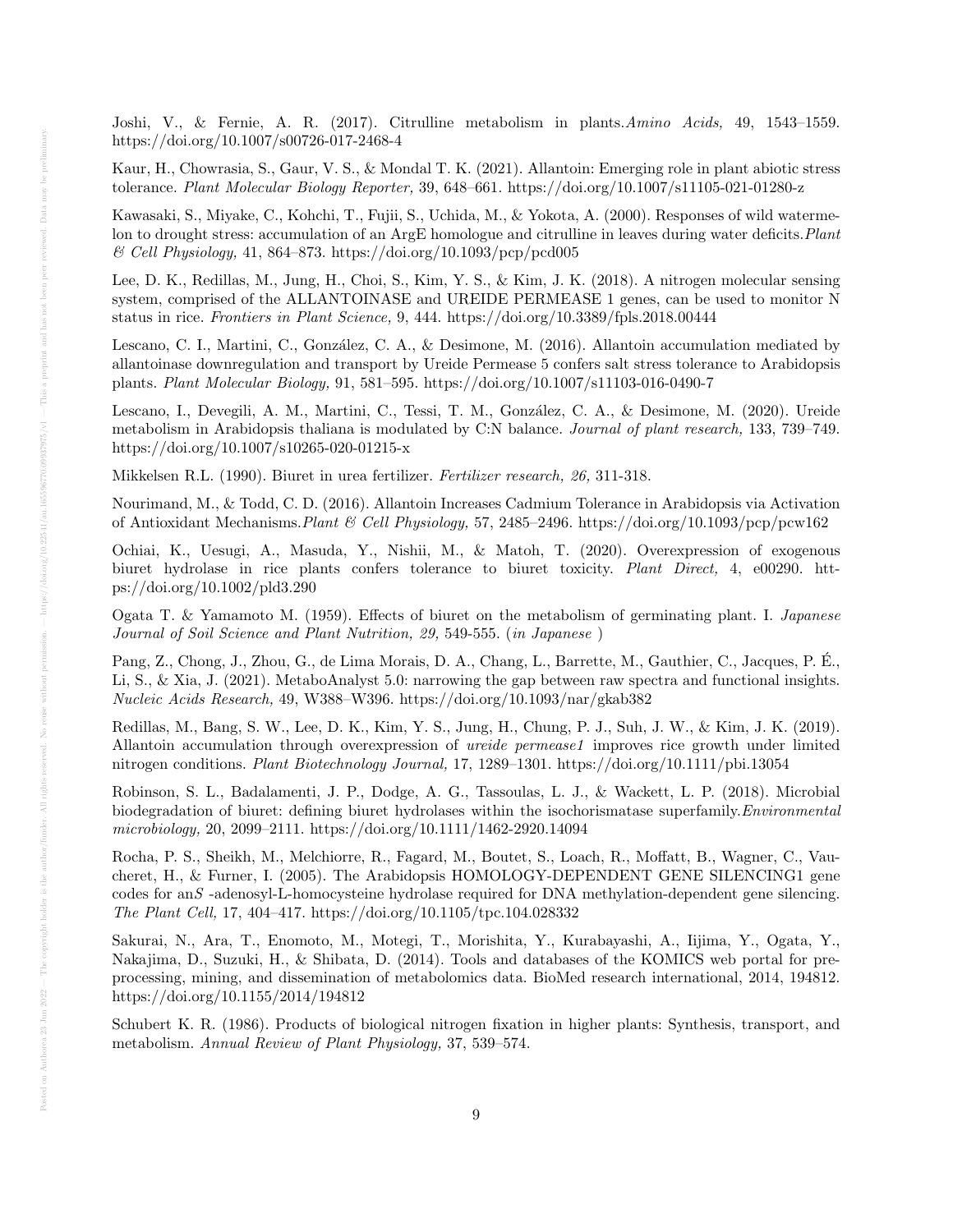Joshi, V., & Fernie, A. R. (2017). Citrulline metabolism in plants.*Amino Acids,* 49, 1543–1559. https://doi.org/10.1007/s00726-017-2468-4

Kaur, H., Chowrasia, S., Gaur, V. S., & Mondal T. K. (2021). Allantoin: Emerging role in plant abiotic stress tolerance. *Plant Molecular Biology Reporter,* 39, 648–661. https://doi.org/10.1007/s11105-021-01280-z

Kawasaki, S., Miyake, C., Kohchi, T., Fujii, S., Uchida, M., & Yokota, A. (2000). Responses of wild watermelon to drought stress: accumulation of an ArgE homologue and citrulline in leaves during water deficits.*Plant & Cell Physiology,* 41, 864–873. https://doi.org/10.1093/pcp/pcd005

Lee, D. K., Redillas, M., Jung, H., Choi, S., Kim, Y. S., & Kim, J. K. (2018). A nitrogen molecular sensing system, comprised of the ALLANTOINASE and UREIDE PERMEASE 1 genes, can be used to monitor N status in rice. *Frontiers in Plant Science,* 9, 444. https://doi.org/10.3389/fpls.2018.00444

Lescano, C. I., Martini, C., González, C. A., & Desimone, M. (2016). Allantoin accumulation mediated by allantoinase downregulation and transport by Ureide Permease 5 confers salt stress tolerance to Arabidopsis plants. *Plant Molecular Biology,* 91, 581–595. https://doi.org/10.1007/s11103-016-0490-7

Lescano, I., Devegili, A. M., Martini, C., Tessi, T. M., González, C. A., & Desimone, M. (2020). Ureide metabolism in Arabidopsis thaliana is modulated by C:N balance. *Journal of plant research,* 133, 739–749. https://doi.org/10.1007/s10265-020-01215-x

Mikkelsen R.L. (1990). Biuret in urea fertilizer. *Fertilizer research, 26,* 311-318.

Nourimand, M., & Todd, C. D. (2016). Allantoin Increases Cadmium Tolerance in Arabidopsis via Activation of Antioxidant Mechanisms.*Plant & Cell Physiology,* 57, 2485–2496. https://doi.org/10.1093/pcp/pcw162

Ochiai, K., Uesugi, A., Masuda, Y., Nishii, M., & Matoh, T. (2020). Overexpression of exogenous biuret hydrolase in rice plants confers tolerance to biuret toxicity. *Plant Direct,* 4, e00290. https://doi.org/10.1002/pld3.290

Ogata T. & Yamamoto M. (1959). Effects of biuret on the metabolism of germinating plant. I. *Japanese Journal of Soil Science and Plant Nutrition, 29,* 549-555. (*in Japanese* )

Pang, Z., Chong, J., Zhou, G., de Lima Morais, D. A., Chang, L., Barrette, M., Gauthier, C., Jacques, P. É., Li, S., & Xia, J. (2021). MetaboAnalyst 5.0: narrowing the gap between raw spectra and functional insights. *Nucleic Acids Research,* 49, W388–W396. https://doi.org/10.1093/nar/gkab382

Redillas, M., Bang, S. W., Lee, D. K., Kim, Y. S., Jung, H., Chung, P. J., Suh, J. W., & Kim, J. K. (2019). Allantoin accumulation through overexpression of *ureide permease1* improves rice growth under limited nitrogen conditions. *Plant Biotechnology Journal,* 17, 1289–1301. https://doi.org/10.1111/pbi.13054

Robinson, S. L., Badalamenti, J. P., Dodge, A. G., Tassoulas, L. J., & Wackett, L. P. (2018). Microbial biodegradation of biuret: defining biuret hydrolases within the isochorismatase superfamily.*Environmental microbiology,* 20, 2099–2111. https://doi.org/10.1111/1462-2920.14094

Rocha, P. S., Sheikh, M., Melchiorre, R., Fagard, M., Boutet, S., Loach, R., Moffatt, B., Wagner, C., Vaucheret, H., & Furner, I. (2005). The Arabidopsis HOMOLOGY-DEPENDENT GENE SILENCING1 gene codes for an*S* -adenosyl-L-homocysteine hydrolase required for DNA methylation-dependent gene silencing. *The Plant Cell,* 17, 404–417. https://doi.org/10.1105/tpc.104.028332

Sakurai, N., Ara, T., Enomoto, M., Motegi, T., Morishita, Y., Kurabayashi, A., Iijima, Y., Ogata, Y., Nakajima, D., Suzuki, H., & Shibata, D. (2014). Tools and databases of the KOMICS web portal for preprocessing, mining, and dissemination of metabolomics data. BioMed research international, 2014, 194812. https://doi.org/10.1155/2014/194812

Schubert K. R. (1986). Products of biological nitrogen fixation in higher plants: Synthesis, transport, and metabolism. *Annual Review of Plant Physiology,* 37, 539–574.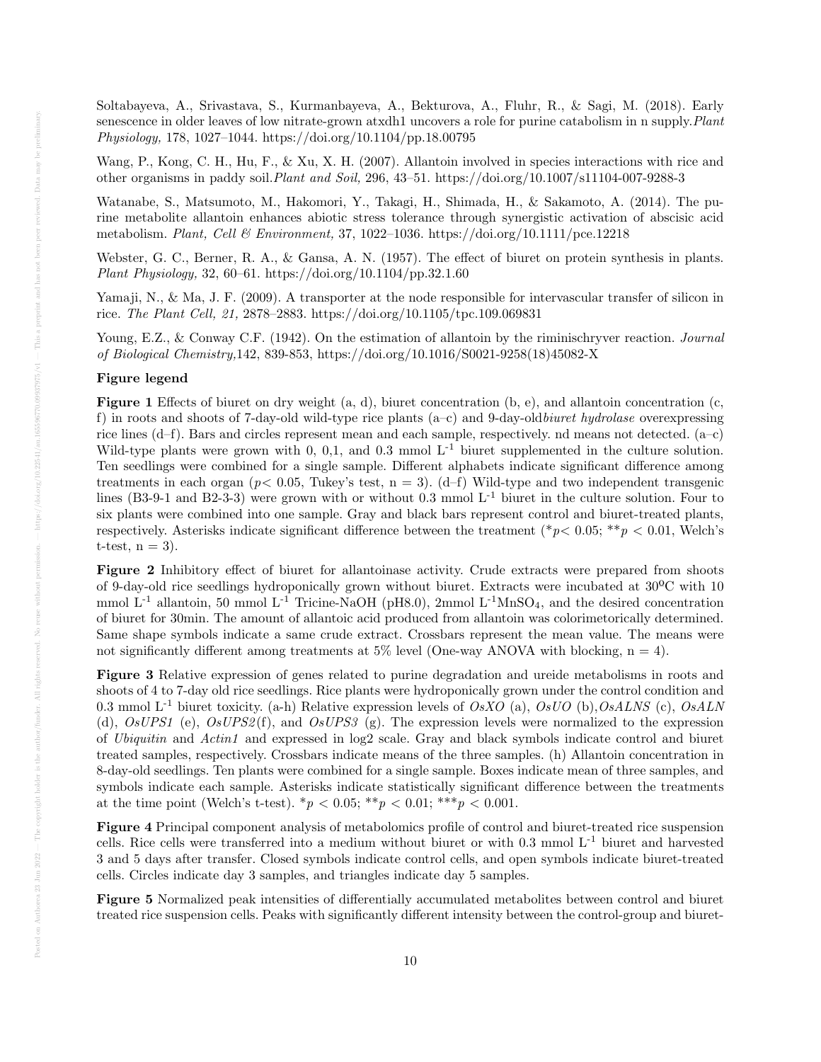Soltabayeva, A., Srivastava, S., Kurmanbayeva, A., Bekturova, A., Fluhr, R., & Sagi, M. (2018). Early senescence in older leaves of low nitrate-grown atxdh1 uncovers a role for purine catabolism in n supply. *Plant Physiology,* 178, 1027–1044. https://doi.org/10.1104/pp.18.00795

Wang, P., Kong, C. H., Hu, F., & Xu, X. H. (2007). Allantoin involved in species interactions with rice and other organisms in paddy soil. *Plant and Soil,* 296, 43–51. https://doi.org/10.1007/s11104-007-9288-3

Watanabe, S., Matsumoto, M., Hakomori, Y., Takagi, H., Shimada, H., & Sakamoto, A. (2014). The purine metabolite allantoin enhances abiotic stress tolerance through synergistic activation of abscisic acid metabolism. *Plant, Cell & Environment,* 37, 1022–1036. https://doi.org/10.1111/pce.12218

Webster, G. C., Berner, R. A., & Gansa, A. N. (1957). The effect of biuret on protein synthesis in plants. *Plant Physiology,* 32, 60–61. https://doi.org/10.1104/pp.32.1.60

Yamaji, N., & Ma, J. F. (2009). A transporter at the node responsible for intervascular transfer of silicon in rice. *The Plant Cell, 21,* 2878–2883. https://doi.org/10.1105/tpc.109.069831

Young, E.Z., & Conway C.F. (1942). On the estimation of allantoin by the riminischryver reaction. *Journal of Biological Chemistry,*142, 839-853, https://doi.org/10.1016/S0021-9258(18)45082-X

**Figure legend**

**Figure 1** Effects of biuret on dry weight (a, d), biuret concentration (b, e), and allantoin concentration (c, f) in roots and shoots of 7-day-old wild-type rice plants (a–c) and 9-day-old*biuret hydrolase* overexpressing rice lines (d–f). Bars and circles represent mean and each sample, respectively. nd means not detected. (a–c) Wild-type plants were grown with 0, 0,1, and 0.3 mmol L$^{-1}$ biuret supplemented in the culture solution. Ten seedlings were combined for a single sample. Different alphabets indicate significant difference among treatments in each organ ($p < 0.05$, Tukey's test, n = 3). (d–f) Wild-type and two independent transgenic lines (B3-9-1 and B2-3-3) were grown with or without 0.3 mmol L$^{-1}$ biuret in the culture solution. Four to six plants were combined into one sample. Gray and black bars represent control and biuret-treated plants, respectively. Asterisks indicate significant difference between the treatment (*$p < 0.05$; **$p < 0.01$, Welch's t-test, n = 3).

**Figure 2** Inhibitory effect of biuret for allantoinase activity. Crude extracts were prepared from shoots of 9-day-old rice seedlings hydroponically grown without biuret. Extracts were incubated at 30$^{\circ}$C with 10 mmol L$^{-1}$ allantoin, 50 mmol L$^{-1}$ Tricine-NaOH (pH8.0), 2mmol L$^{-1}$$MnSO_4$, and the desired concentration of biuret for 30min. The amount of allantoic acid produced from allantoin was colorimetorically determined. Same shape symbols indicate a same crude extract. Crossbars represent the mean value. The means were not significantly different among treatments at 5% level (One-way ANOVA with blocking, n = 4).

**Figure 3** Relative expression of genes related to purine degradation and ureide metabolisms in roots and shoots of 4 to 7-day old rice seedlings. Rice plants were hydroponically grown under the control condition and 0.3 mmol L$^{-1}$ biuret toxicity. (a-h) Relative expression levels of *OsXO* (a), *OsUO* (b),*OsALNS* (c), *OsALN* (d), *OsUPS1* (e), *OsUPS2*(f), and *OsUPS3* (g). The expression levels were normalized to the expression of *Ubiquitin* and *Actin1* and expressed in log2 scale. Gray and black symbols indicate control and biuret treated samples, respectively. Crossbars indicate means of the three samples. (h) Allantoin concentration in 8-day-old seedlings. Ten plants were combined for a single sample. Boxes indicate mean of three samples, and symbols indicate each sample. Asterisks indicate statistically significant difference between the treatments at the time point (Welch's t-test). *$p < 0.05$; **$p < 0.01$; ***$p < 0.001$.

**Figure 4** Principal component analysis of metabolomics profile of control and biuret-treated rice suspension cells. Rice cells were transferred into a medium without biuret or with 0.3 mmol L$^{-1}$ biuret and harvested 3 and 5 days after transfer. Closed symbols indicate control cells, and open symbols indicate biuret-treated cells. Circles indicate day 3 samples, and triangles indicate day 5 samples.

**Figure 5** Normalized peak intensities of differentially accumulated metabolites between control and biuret treated rice suspension cells. Peaks with significantly different intensity between the control-group and biuret-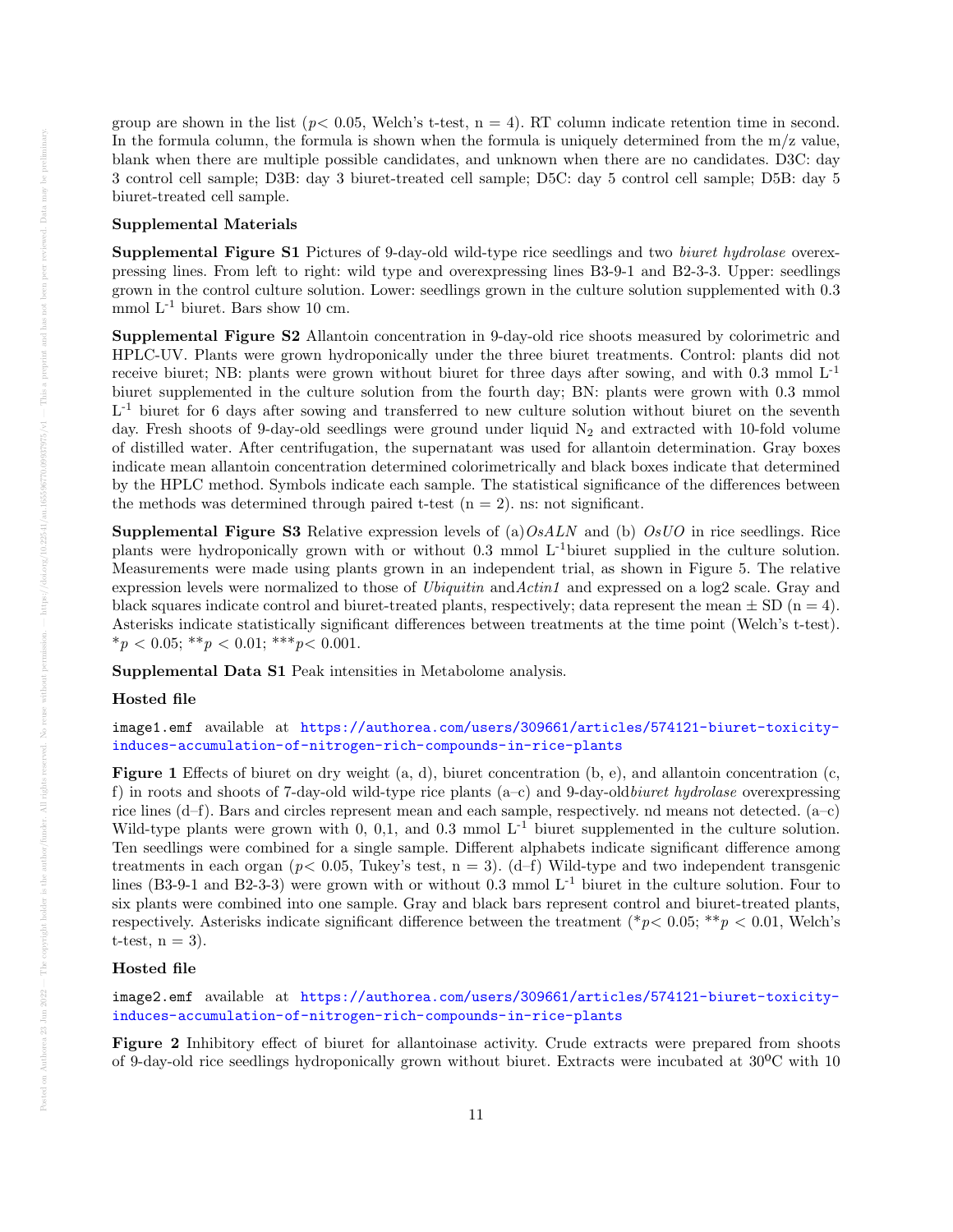group are shown in the list ($p < 0.05$, Welch's t-test, n = 4). RT column indicate retention time in second. In the formula column, the formula is shown when the formula is uniquely determined from the m/z value, blank when there are multiple possible candidates, and unknown when there are no candidates. D3C: day 3 control cell sample; D3B: day 3 biuret-treated cell sample; D5C: day 5 control cell sample; D5B: day 5 biuret-treated cell sample.

**Supplemental Materials**

**Supplemental Figure S1** Pictures of 9-day-old wild-type rice seedlings and two *biuret hydrolase* overexpressing lines. From left to right: wild type and overexpressing lines B3-9-1 and B2-3-3. Upper: seedlings grown in the control culture solution. Lower: seedlings grown in the culture solution supplemented with 0.3 mmol $L^{-1}$ biuret. Bars show 10 cm.

**Supplemental Figure S2** Allantoin concentration in 9-day-old rice shoots measured by colorimetric and HPLC-UV. Plants were grown hydroponically under the three biuret treatments. Control: plants did not receive biuret; NB: plants were grown without biuret for three days after sowing, and with 0.3 mmol $L^{-1}$ biuret supplemented in the culture solution from the fourth day; BN: plants were grown with 0.3 mmol $L^{-1}$ biuret for 6 days after sowing and transferred to new culture solution without biuret on the seventh day. Fresh shoots of 9-day-old seedlings were ground under liquid $N_2$ and extracted with 10-fold volume of distilled water. After centrifugation, the supernatant was used for allantoin determination. Gray boxes indicate mean allantoin concentration determined colorimetrically and black boxes indicate that determined by the HPLC method. Symbols indicate each sample. The statistical significance of the differences between the methods was determined through paired t-test (n = 2). ns: not significant.

**Supplemental Figure S3** Relative expression levels of (a)*OsALN* and (b) *OsUO* in rice seedlings. Rice plants were hydroponically grown with or without 0.3 mmol $L^{-1}$biuret supplied in the culture solution. Measurements were made using plants grown in an independent trial, as shown in Figure 5. The relative expression levels were normalized to those of *Ubiquitin* and*Actin1* and expressed on a log2 scale. Gray and black squares indicate control and biuret-treated plants, respectively; data represent the mean ± SD (n = 4). Asterisks indicate statistically significant differences between treatments at the time point (Welch's t-test). *$p < 0.05$; **$p < 0.01$; ***$p < 0.001$.

**Supplemental Data S1** Peak intensities in Metabolome analysis.

**Hosted file**

`image1.emf` available at https://authorea.com/users/309661/articles/574121-biuret-toxicity-induces-accumulation-of-nitrogen-rich-compounds-in-rice-plants

**Figure 1** Effects of biuret on dry weight (a, d), biuret concentration (b, e), and allantoin concentration (c, f) in roots and shoots of 7-day-old wild-type rice plants (a–c) and 9-day-old*biuret hydrolase* overexpressing rice lines (d–f). Bars and circles represent mean and each sample, respectively. nd means not detected. (a–c) Wild-type plants were grown with 0, 0,1, and 0.3 mmol $L^{-1}$ biuret supplemented in the culture solution. Ten seedlings were combined for a single sample. Different alphabets indicate significant difference among treatments in each organ ($p < 0.05$, Tukey's test, n = 3). (d–f) Wild-type and two independent transgenic lines (B3-9-1 and B2-3-3) were grown with or without 0.3 mmol $L^{-1}$ biuret in the culture solution. Four to six plants were combined into one sample. Gray and black bars represent control and biuret-treated plants, respectively. Asterisks indicate significant difference between the treatment (*$p < 0.05$; **$p < 0.01$, Welch's t-test, n = 3).

**Hosted file**

`image2.emf` available at https://authorea.com/users/309661/articles/574121-biuret-toxicity-induces-accumulation-of-nitrogen-rich-compounds-in-rice-plants

**Figure 2** Inhibitory effect of biuret for allantoinase activity. Crude extracts were prepared from shoots of 9-day-old rice seedlings hydroponically grown without biuret. Extracts were incubated at 30$^{o}$C with 10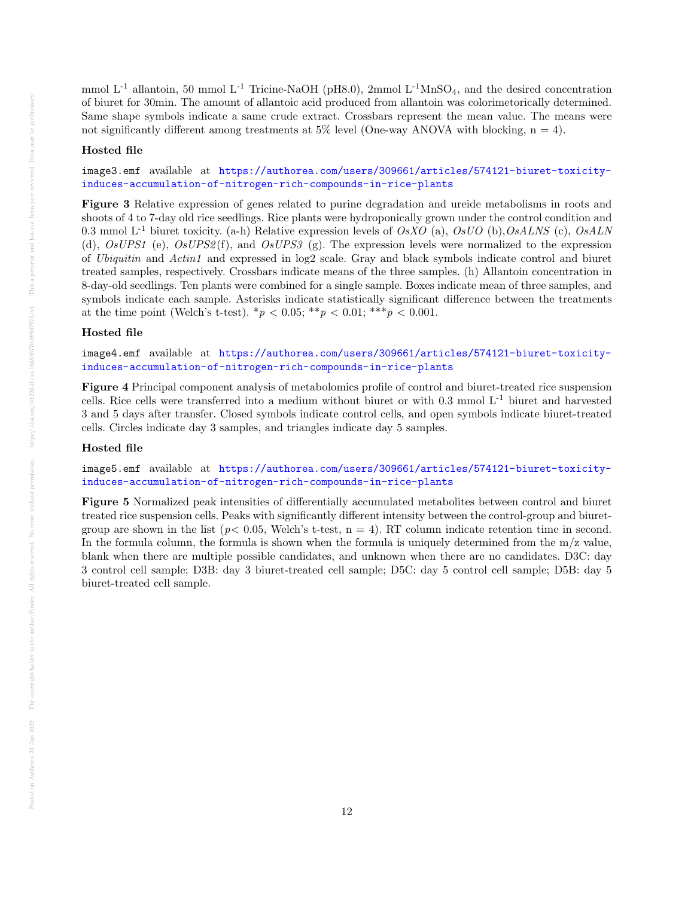mmol $L^{-1}$ allantoin, 50 mmol $L^{-1}$ Tricine-NaOH (pH8.0), 2mmol $L^{-1}$ $MnSO_4$, and the desired concentration of biuret for 30min. The amount of allantoic acid produced from allantoin was colorimetorically determined. Same shape symbols indicate a same crude extract. Crossbars represent the mean value. The means were not significantly different among treatments at 5% level (One-way ANOVA with blocking, n = 4).

### Hosted file

`image3.emf` available at https://authorea.com/users/309661/articles/574121-biuret-toxicity-induces-accumulation-of-nitrogen-rich-compounds-in-rice-plants

**Figure 3** Relative expression of genes related to purine degradation and ureide metabolisms in roots and shoots of 4 to 7-day old rice seedlings. Rice plants were hydroponically grown under the control condition and 0.3 mmol $L^{-1}$ biuret toxicity. (a-h) Relative expression levels of *OsXO* (a), *OsUO* (b),*OsALNS* (c), *OsALN* (d), *OsUPS1* (e), *OsUPS2*(f), and *OsUPS3* (g). The expression levels were normalized to the expression of *Ubiquitin* and *Actin1* and expressed in log2 scale. Gray and black symbols indicate control and biuret treated samples, respectively. Crossbars indicate means of the three samples. (h) Allantoin concentration in 8-day-old seedlings. Ten plants were combined for a single sample. Boxes indicate mean of three samples, and symbols indicate each sample. Asterisks indicate statistically significant difference between the treatments at the time point (Welch's t-test). *$p < 0.05$; **$p < 0.01$; ***$p < 0.001$.

### Hosted file

`image4.emf` available at https://authorea.com/users/309661/articles/574121-biuret-toxicity-induces-accumulation-of-nitrogen-rich-compounds-in-rice-plants

**Figure 4** Principal component analysis of metabolomics profile of control and biuret-treated rice suspension cells. Rice cells were transferred into a medium without biuret or with 0.3 mmol $L^{-1}$ biuret and harvested 3 and 5 days after transfer. Closed symbols indicate control cells, and open symbols indicate biuret-treated cells. Circles indicate day 3 samples, and triangles indicate day 5 samples.

### Hosted file

`image5.emf` available at https://authorea.com/users/309661/articles/574121-biuret-toxicity-induces-accumulation-of-nitrogen-rich-compounds-in-rice-plants

**Figure 5** Normalized peak intensities of differentially accumulated metabolites between control and biuret treated rice suspension cells. Peaks with significantly different intensity between the control-group and biuret-group are shown in the list ($p < 0.05$, Welch's t-test, n = 4). RT column indicate retention time in second. In the formula column, the formula is shown when the formula is uniquely determined from the m/z value, blank when there are multiple possible candidates, and unknown when there are no candidates. D3C: day 3 control cell sample; D3B: day 3 biuret-treated cell sample; D5C: day 5 control cell sample; D5B: day 5 biuret-treated cell sample.